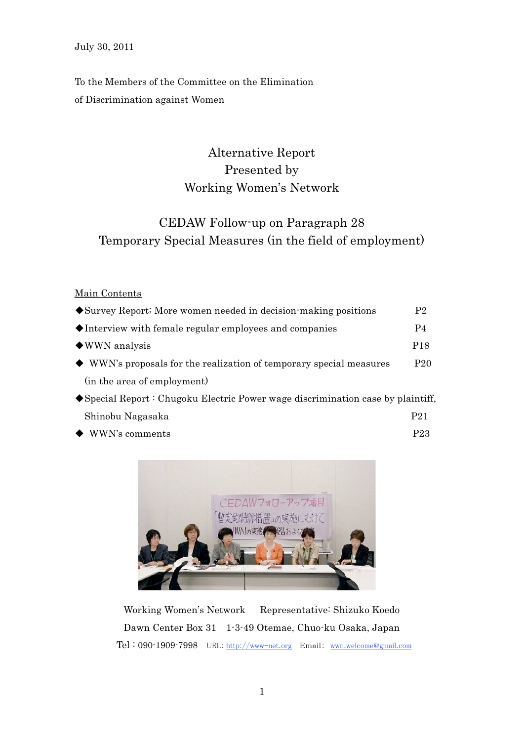July 30, 2011

To the Members of the Committee on the Elimination of Discrimination against Women

# Alternative Report
# Presented by
# Working Women's Network

## CEDAW Follow-up on Paragraph 28
## Temporary Special Measures (in the field of employment)

<u>Main Contents</u>

| | |
|---|---|
| ◆Survey Report; More women needed in decision-making positions | P2 |
| ◆Interview with female regular employees and companies | P4 |
| ◆WWN analysis | P18 |
| ◆ WWN's proposals for the realization of temporary special measures (in the area of employment) | P20 |
| ◆Special Report : Chugoku Electric Power wage discrimination case by plaintiff, Shinobu Nagasaka | P21 |
| ◆ WWN's comments | P23 |

Working Women's Network　Representative: Shizuko Koedo

Dawn Center Box 31　1-3-49 Otemae, Chuo-ku Osaka, Japan

Tel : 090-1909-7998　URL: http://www-net.org　Email: wwn.welcome@gmail.com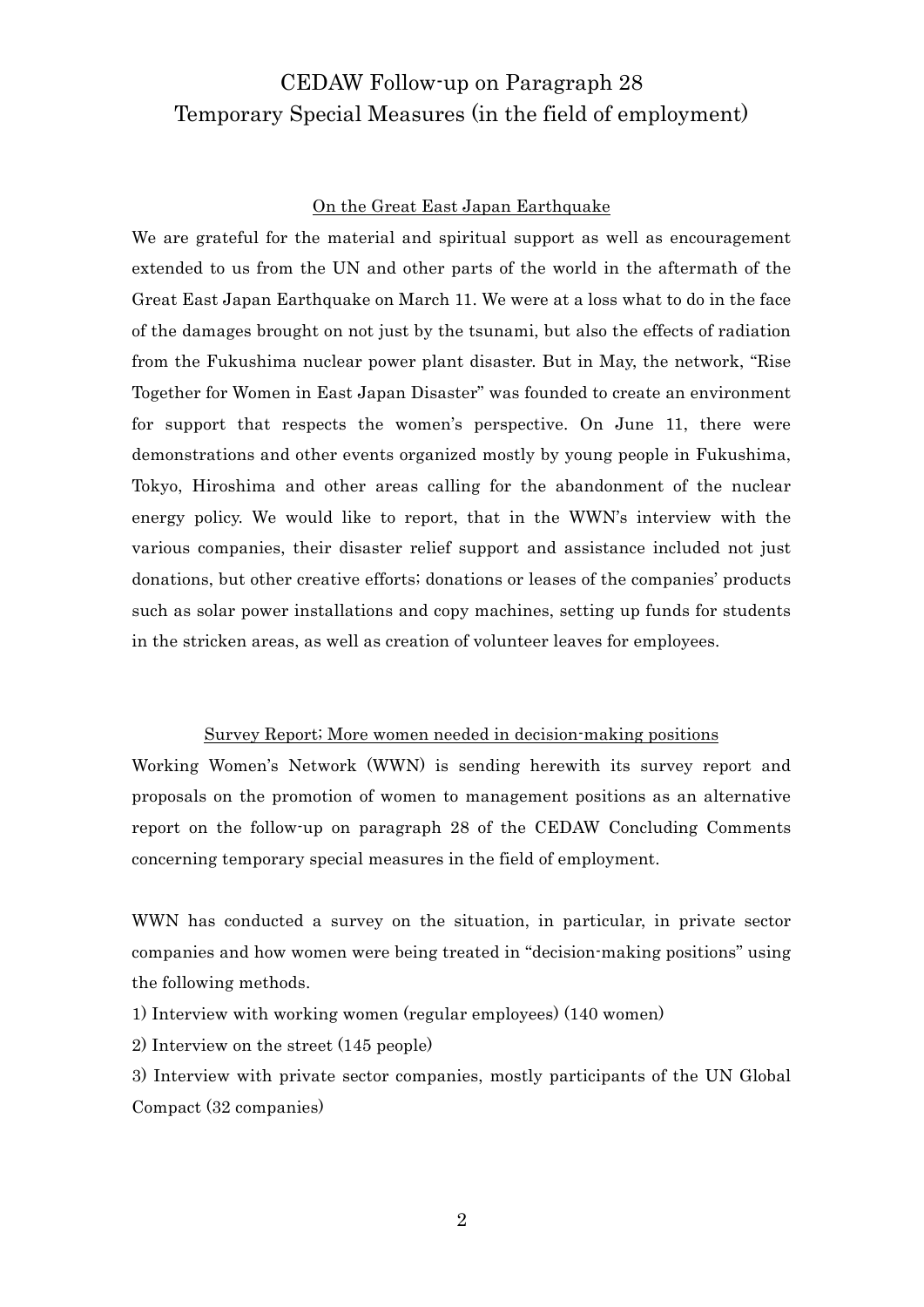# CEDAW Follow-up on Paragraph 28
# Temporary Special Measures (in the field of employment)

<u>On the Great East Japan Earthquake</u>

We are grateful for the material and spiritual support as well as encouragement extended to us from the UN and other parts of the world in the aftermath of the Great East Japan Earthquake on March 11. We were at a loss what to do in the face of the damages brought on not just by the tsunami, but also the effects of radiation from the Fukushima nuclear power plant disaster. But in May, the network, "Rise Together for Women in East Japan Disaster" was founded to create an environment for support that respects the women's perspective. On June 11, there were demonstrations and other events organized mostly by young people in Fukushima, Tokyo, Hiroshima and other areas calling for the abandonment of the nuclear energy policy. We would like to report, that in the WWN's interview with the various companies, their disaster relief support and assistance included not just donations, but other creative efforts; donations or leases of the companies' products such as solar power installations and copy machines, setting up funds for students in the stricken areas, as well as creation of volunteer leaves for employees.

<u>Survey Report; More women needed in decision-making positions</u>

Working Women's Network (WWN) is sending herewith its survey report and proposals on the promotion of women to management positions as an alternative report on the follow-up on paragraph 28 of the CEDAW Concluding Comments concerning temporary special measures in the field of employment.

WWN has conducted a survey on the situation, in particular, in private sector companies and how women were being treated in "decision-making positions" using the following methods.

1) Interview with working women (regular employees) (140 women)

2) Interview on the street (145 people)

3) Interview with private sector companies, mostly participants of the UN Global Compact (32 companies)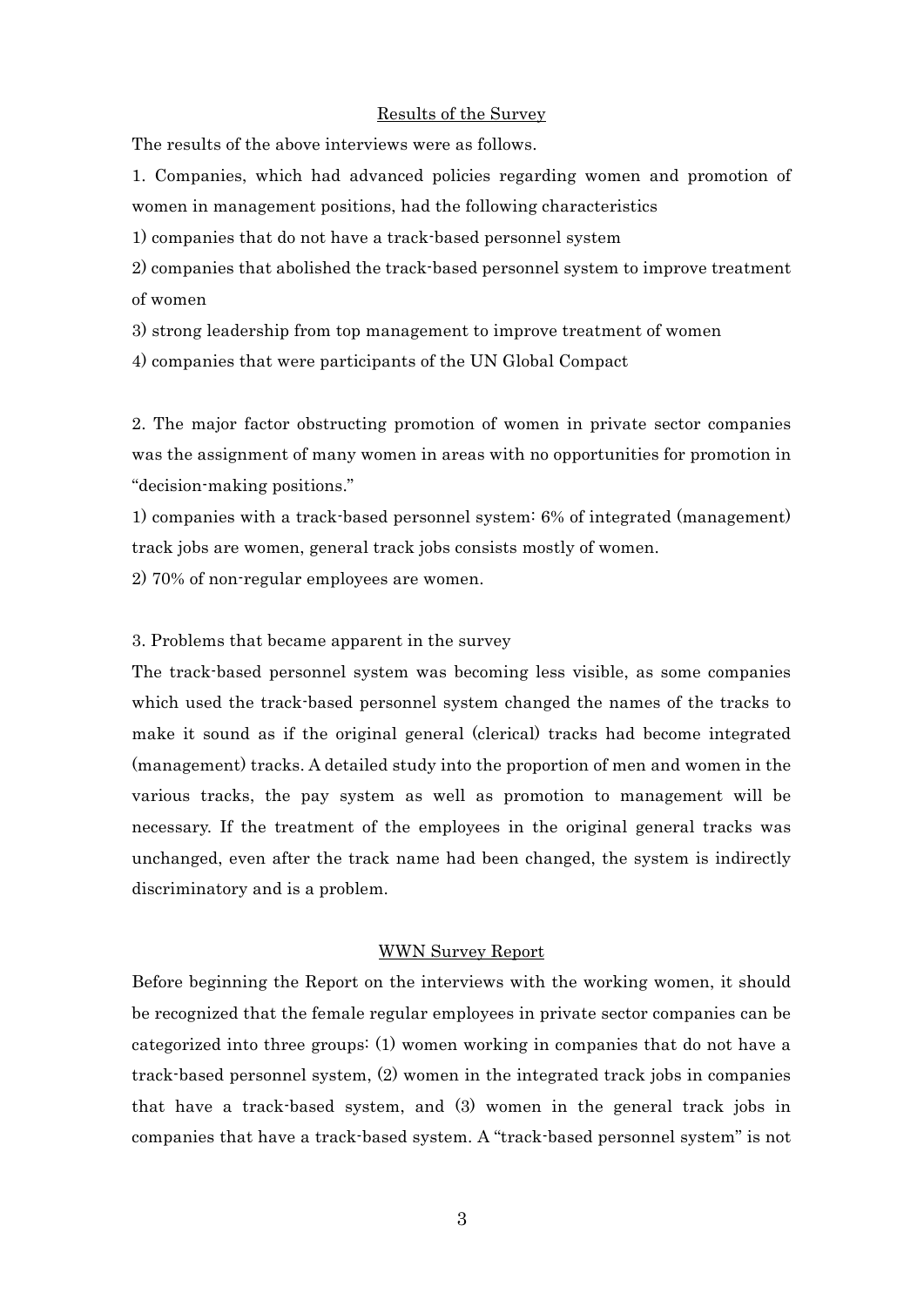## Results of the Survey

The results of the above interviews were as follows.

1. Companies, which had advanced policies regarding women and promotion of women in management positions, had the following characteristics

1) companies that do not have a track-based personnel system

2) companies that abolished the track-based personnel system to improve treatment of women

3) strong leadership from top management to improve treatment of women

4) companies that were participants of the UN Global Compact

2. The major factor obstructing promotion of women in private sector companies was the assignment of many women in areas with no opportunities for promotion in "decision-making positions."

1) companies with a track-based personnel system: 6% of integrated (management) track jobs are women, general track jobs consists mostly of women.

2) 70% of non-regular employees are women.

3. Problems that became apparent in the survey

The track-based personnel system was becoming less visible, as some companies which used the track-based personnel system changed the names of the tracks to make it sound as if the original general (clerical) tracks had become integrated (management) tracks. A detailed study into the proportion of men and women in the various tracks, the pay system as well as promotion to management will be necessary. If the treatment of the employees in the original general tracks was unchanged, even after the track name had been changed, the system is indirectly discriminatory and is a problem.

## WWN Survey Report

Before beginning the Report on the interviews with the working women, it should be recognized that the female regular employees in private sector companies can be categorized into three groups: (1) women working in companies that do not have a track-based personnel system, (2) women in the integrated track jobs in companies that have a track-based system, and (3) women in the general track jobs in companies that have a track-based system. A "track-based personnel system" is not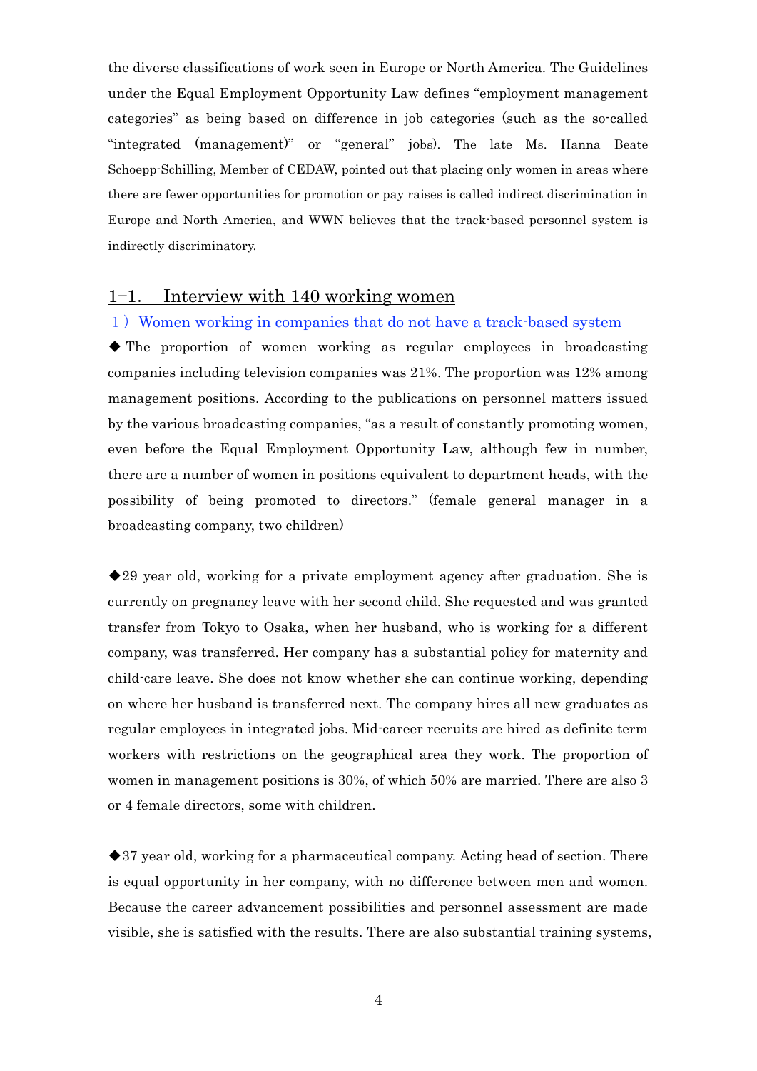the diverse classifications of work seen in Europe or North America. The Guidelines under the Equal Employment Opportunity Law defines "employment management categories" as being based on difference in job categories (such as the so-called "integrated (management)" or "general" jobs). The late Ms. Hanna Beate Schoepp-Schilling, Member of CEDAW, pointed out that placing only women in areas where there are fewer opportunities for promotion or pay raises is called indirect discrimination in Europe and North America, and WWN believes that the track-based personnel system is indirectly discriminatory.

## 1–1. Interview with 140 working women

### 1）Women working in companies that do not have a track-based system

◆ The proportion of women working as regular employees in broadcasting companies including television companies was 21%. The proportion was 12% among management positions. According to the publications on personnel matters issued by the various broadcasting companies, "as a result of constantly promoting women, even before the Equal Employment Opportunity Law, although few in number, there are a number of women in positions equivalent to department heads, with the possibility of being promoted to directors." (female general manager in a broadcasting company, two children)

◆29 year old, working for a private employment agency after graduation. She is currently on pregnancy leave with her second child. She requested and was granted transfer from Tokyo to Osaka, when her husband, who is working for a different company, was transferred. Her company has a substantial policy for maternity and child-care leave. She does not know whether she can continue working, depending on where her husband is transferred next. The company hires all new graduates as regular employees in integrated jobs. Mid-career recruits are hired as definite term workers with restrictions on the geographical area they work. The proportion of women in management positions is 30%, of which 50% are married. There are also 3 or 4 female directors, some with children.

◆37 year old, working for a pharmaceutical company. Acting head of section. There is equal opportunity in her company, with no difference between men and women. Because the career advancement possibilities and personnel assessment are made visible, she is satisfied with the results. There are also substantial training systems,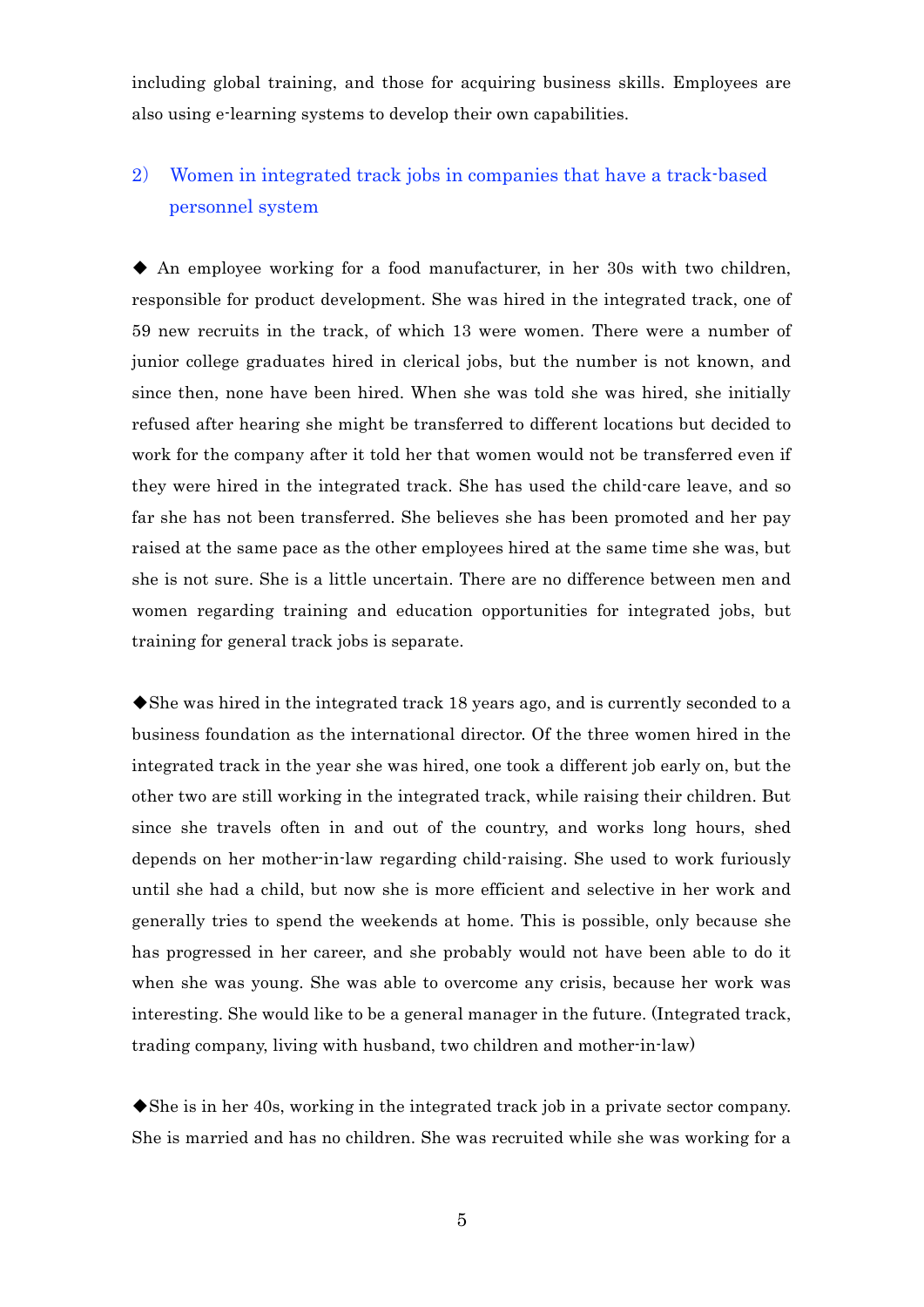including global training, and those for acquiring business skills. Employees are also using e-learning systems to develop their own capabilities.

### 2) Women in integrated track jobs in companies that have a track-based personnel system

◆ An employee working for a food manufacturer, in her 30s with two children, responsible for product development. She was hired in the integrated track, one of 59 new recruits in the track, of which 13 were women. There were a number of junior college graduates hired in clerical jobs, but the number is not known, and since then, none have been hired. When she was told she was hired, she initially refused after hearing she might be transferred to different locations but decided to work for the company after it told her that women would not be transferred even if they were hired in the integrated track. She has used the child-care leave, and so far she has not been transferred. She believes she has been promoted and her pay raised at the same pace as the other employees hired at the same time she was, but she is not sure. She is a little uncertain. There are no difference between men and women regarding training and education opportunities for integrated jobs, but training for general track jobs is separate.

◆She was hired in the integrated track 18 years ago, and is currently seconded to a business foundation as the international director. Of the three women hired in the integrated track in the year she was hired, one took a different job early on, but the other two are still working in the integrated track, while raising their children. But since she travels often in and out of the country, and works long hours, shed depends on her mother-in-law regarding child-raising. She used to work furiously until she had a child, but now she is more efficient and selective in her work and generally tries to spend the weekends at home. This is possible, only because she has progressed in her career, and she probably would not have been able to do it when she was young. She was able to overcome any crisis, because her work was interesting. She would like to be a general manager in the future. (Integrated track, trading company, living with husband, two children and mother-in-law)

◆She is in her 40s, working in the integrated track job in a private sector company. She is married and has no children. She was recruited while she was working for a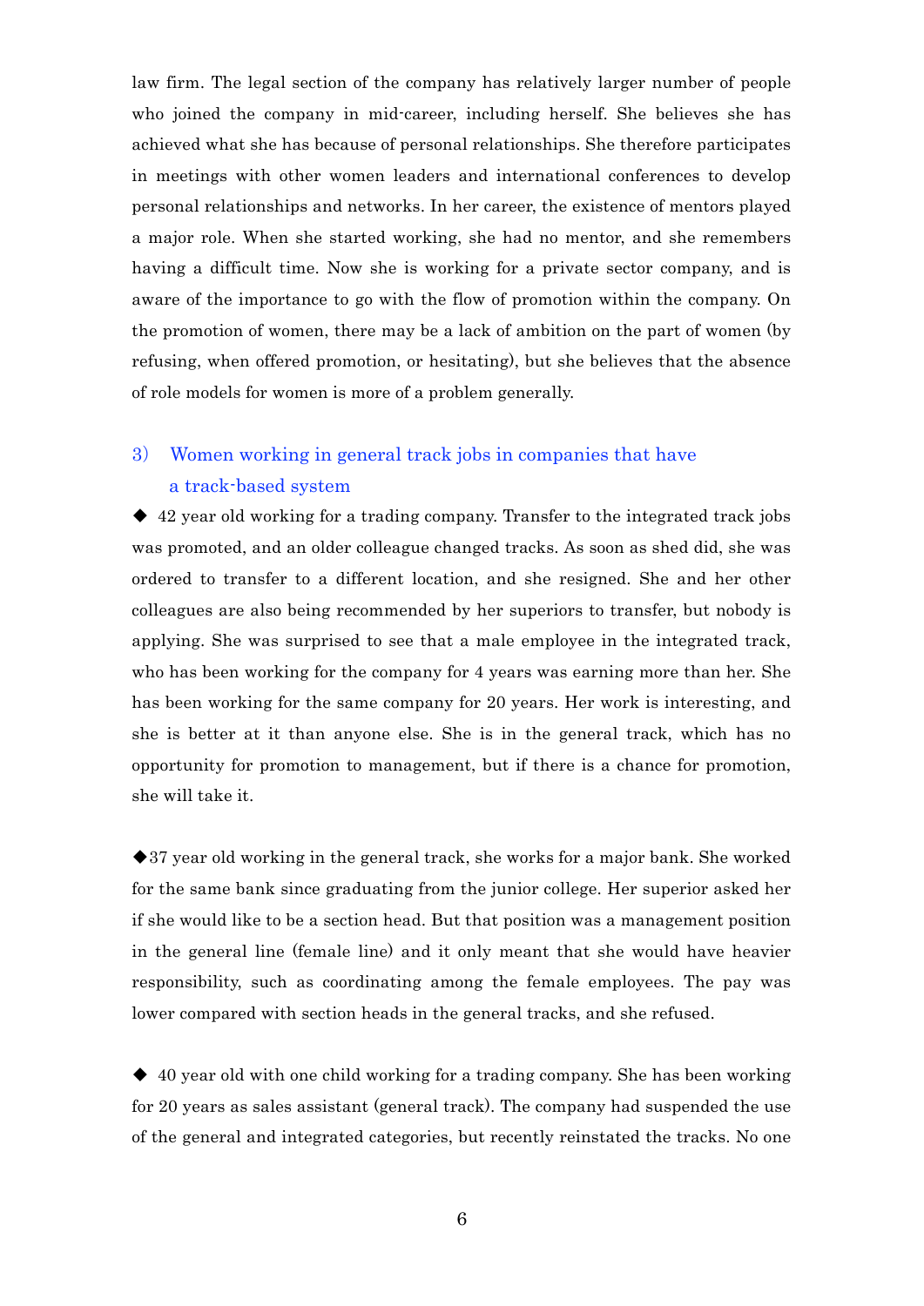law firm. The legal section of the company has relatively larger number of people who joined the company in mid-career, including herself. She believes she has achieved what she has because of personal relationships. She therefore participates in meetings with other women leaders and international conferences to develop personal relationships and networks. In her career, the existence of mentors played a major role. When she started working, she had no mentor, and she remembers having a difficult time. Now she is working for a private sector company, and is aware of the importance to go with the flow of promotion within the company. On the promotion of women, there may be a lack of ambition on the part of women (by refusing, when offered promotion, or hesitating), but she believes that the absence of role models for women is more of a problem generally.

### 3) Women working in general track jobs in companies that have a track-based system

◆ 42 year old working for a trading company. Transfer to the integrated track jobs was promoted, and an older colleague changed tracks. As soon as shed did, she was ordered to transfer to a different location, and she resigned. She and her other colleagues are also being recommended by her superiors to transfer, but nobody is applying. She was surprised to see that a male employee in the integrated track, who has been working for the company for 4 years was earning more than her. She has been working for the same company for 20 years. Her work is interesting, and she is better at it than anyone else. She is in the general track, which has no opportunity for promotion to management, but if there is a chance for promotion, she will take it.

◆37 year old working in the general track, she works for a major bank. She worked for the same bank since graduating from the junior college. Her superior asked her if she would like to be a section head. But that position was a management position in the general line (female line) and it only meant that she would have heavier responsibility, such as coordinating among the female employees. The pay was lower compared with section heads in the general tracks, and she refused.

◆ 40 year old with one child working for a trading company. She has been working for 20 years as sales assistant (general track). The company had suspended the use of the general and integrated categories, but recently reinstated the tracks. No one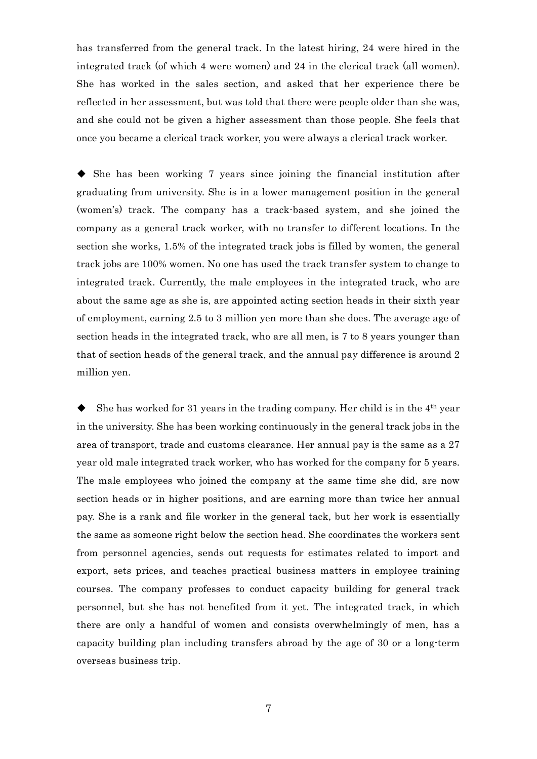has transferred from the general track. In the latest hiring, 24 were hired in the integrated track (of which 4 were women) and 24 in the clerical track (all women). She has worked in the sales section, and asked that her experience there be reflected in her assessment, but was told that there were people older than she was, and she could not be given a higher assessment than those people. She feels that once you became a clerical track worker, you were always a clerical track worker.

◆ She has been working 7 years since joining the financial institution after graduating from university. She is in a lower management position in the general (women's) track. The company has a track-based system, and she joined the company as a general track worker, with no transfer to different locations. In the section she works, 1.5% of the integrated track jobs is filled by women, the general track jobs are 100% women. No one has used the track transfer system to change to integrated track. Currently, the male employees in the integrated track, who are about the same age as she is, are appointed acting section heads in their sixth year of employment, earning 2.5 to 3 million yen more than she does. The average age of section heads in the integrated track, who are all men, is 7 to 8 years younger than that of section heads of the general track, and the annual pay difference is around 2 million yen.

◆ She has worked for 31 years in the trading company. Her child is in the 4th year in the university. She has been working continuously in the general track jobs in the area of transport, trade and customs clearance. Her annual pay is the same as a 27 year old male integrated track worker, who has worked for the company for 5 years. The male employees who joined the company at the same time she did, are now section heads or in higher positions, and are earning more than twice her annual pay. She is a rank and file worker in the general tack, but her work is essentially the same as someone right below the section head. She coordinates the workers sent from personnel agencies, sends out requests for estimates related to import and export, sets prices, and teaches practical business matters in employee training courses. The company professes to conduct capacity building for general track personnel, but she has not benefited from it yet. The integrated track, in which there are only a handful of women and consists overwhelmingly of men, has a capacity building plan including transfers abroad by the age of 30 or a long-term overseas business trip.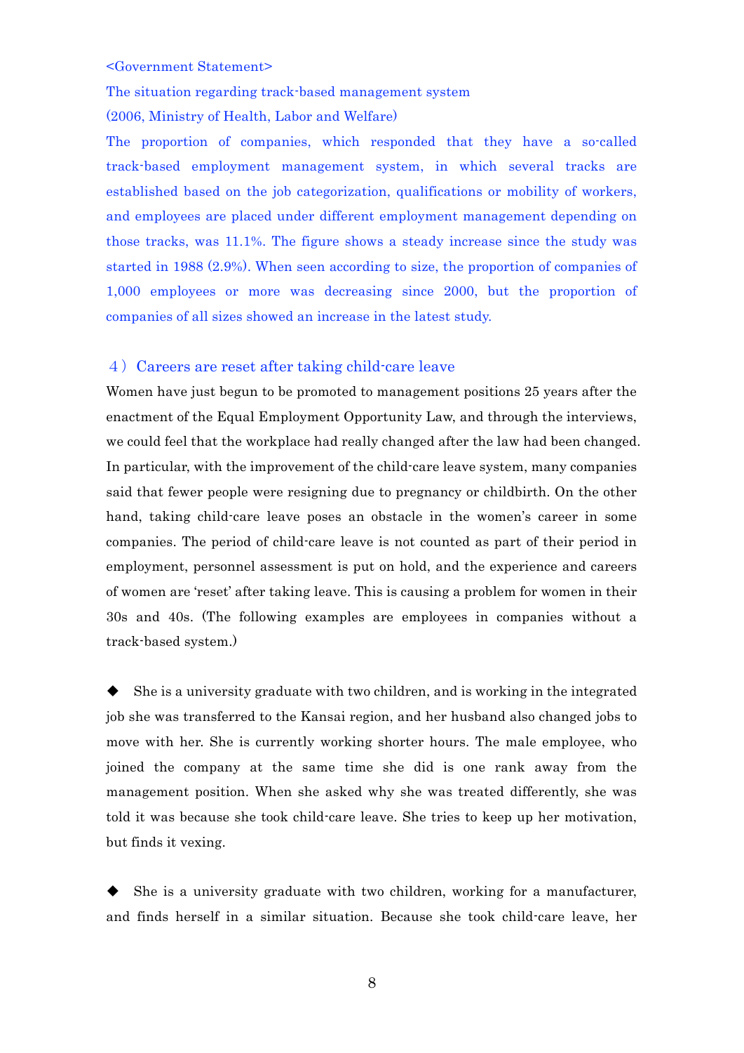<Government Statement>

The situation regarding track-based management system

(2006, Ministry of Health, Labor and Welfare)

The proportion of companies, which responded that they have a so-called track-based employment management system, in which several tracks are established based on the job categorization, qualifications or mobility of workers, and employees are placed under different employment management depending on those tracks, was 11.1%. The figure shows a steady increase since the study was started in 1988 (2.9%). When seen according to size, the proportion of companies of 1,000 employees or more was decreasing since 2000, but the proportion of companies of all sizes showed an increase in the latest study.

### ４）Careers are reset after taking child-care leave

Women have just begun to be promoted to management positions 25 years after the enactment of the Equal Employment Opportunity Law, and through the interviews, we could feel that the workplace had really changed after the law had been changed. In particular, with the improvement of the child-care leave system, many companies said that fewer people were resigning due to pregnancy or childbirth. On the other hand, taking child-care leave poses an obstacle in the women's career in some companies. The period of child-care leave is not counted as part of their period in employment, personnel assessment is put on hold, and the experience and careers of women are 'reset' after taking leave. This is causing a problem for women in their 30s and 40s. (The following examples are employees in companies without a track-based system.)

◆ She is a university graduate with two children, and is working in the integrated job she was transferred to the Kansai region, and her husband also changed jobs to move with her. She is currently working shorter hours. The male employee, who joined the company at the same time she did is one rank away from the management position. When she asked why she was treated differently, she was told it was because she took child-care leave. She tries to keep up her motivation, but finds it vexing.

◆ She is a university graduate with two children, working for a manufacturer, and finds herself in a similar situation. Because she took child-care leave, her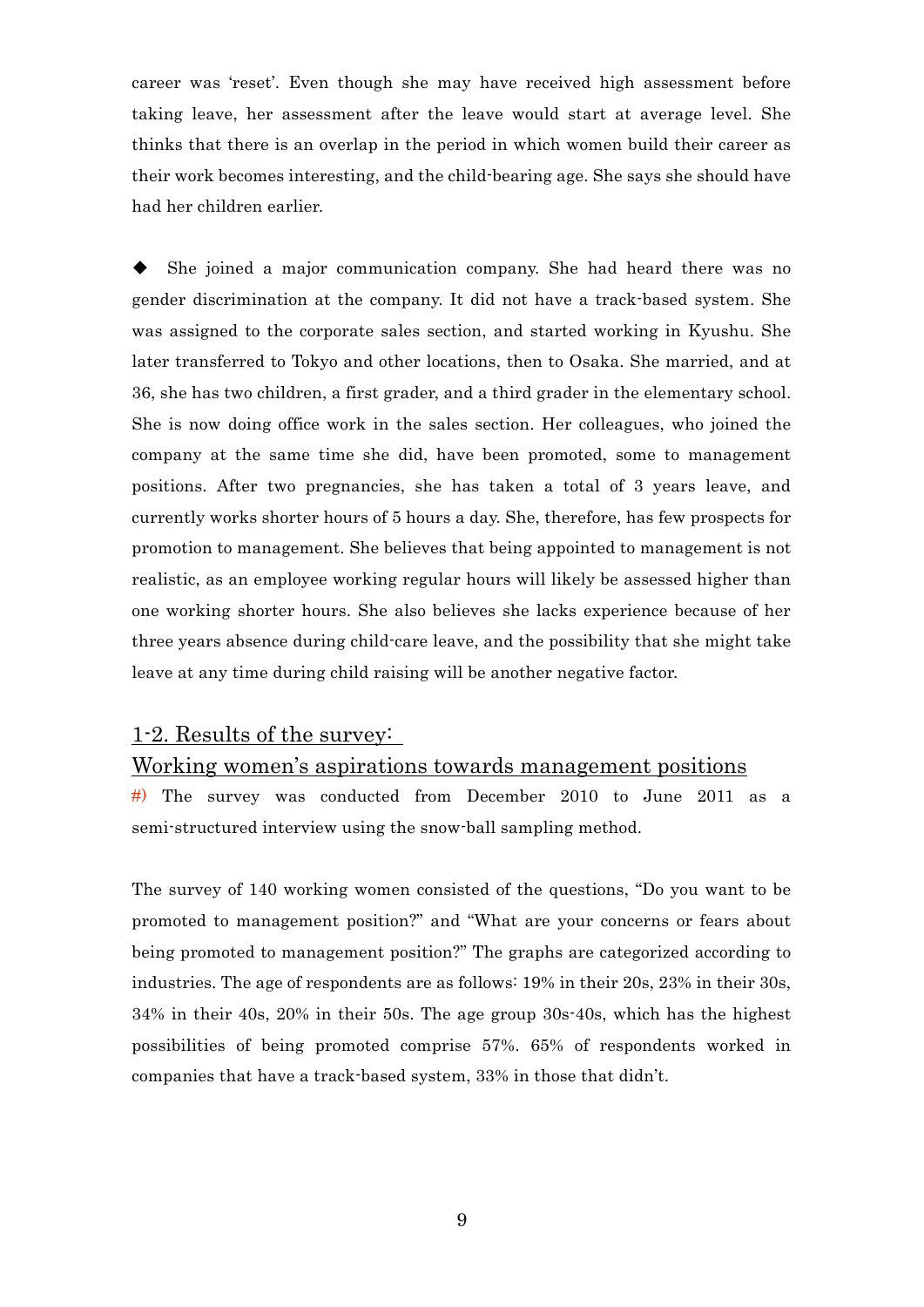career was 'reset'. Even though she may have received high assessment before taking leave, her assessment after the leave would start at average level. She thinks that there is an overlap in the period in which women build their career as their work becomes interesting, and the child-bearing age. She says she should have had her children earlier.

◆ She joined a major communication company. She had heard there was no gender discrimination at the company. It did not have a track-based system. She was assigned to the corporate sales section, and started working in Kyushu. She later transferred to Tokyo and other locations, then to Osaka. She married, and at 36, she has two children, a first grader, and a third grader in the elementary school. She is now doing office work in the sales section. Her colleagues, who joined the company at the same time she did, have been promoted, some to management positions. After two pregnancies, she has taken a total of 3 years leave, and currently works shorter hours of 5 hours a day. She, therefore, has few prospects for promotion to management. She believes that being appointed to management is not realistic, as an employee working regular hours will likely be assessed higher than one working shorter hours. She also believes she lacks experience because of her three years absence during child-care leave, and the possibility that she might take leave at any time during child raising will be another negative factor.

## 1-2. Results of the survey: Working women's aspirations towards management positions

#) The survey was conducted from December 2010 to June 2011 as a semi-structured interview using the snow-ball sampling method.

The survey of 140 working women consisted of the questions, "Do you want to be promoted to management position?" and "What are your concerns or fears about being promoted to management position?" The graphs are categorized according to industries. The age of respondents are as follows: 19% in their 20s, 23% in their 30s, 34% in their 40s, 20% in their 50s. The age group 30s-40s, which has the highest possibilities of being promoted comprise 57%. 65% of respondents worked in companies that have a track-based system, 33% in those that didn't.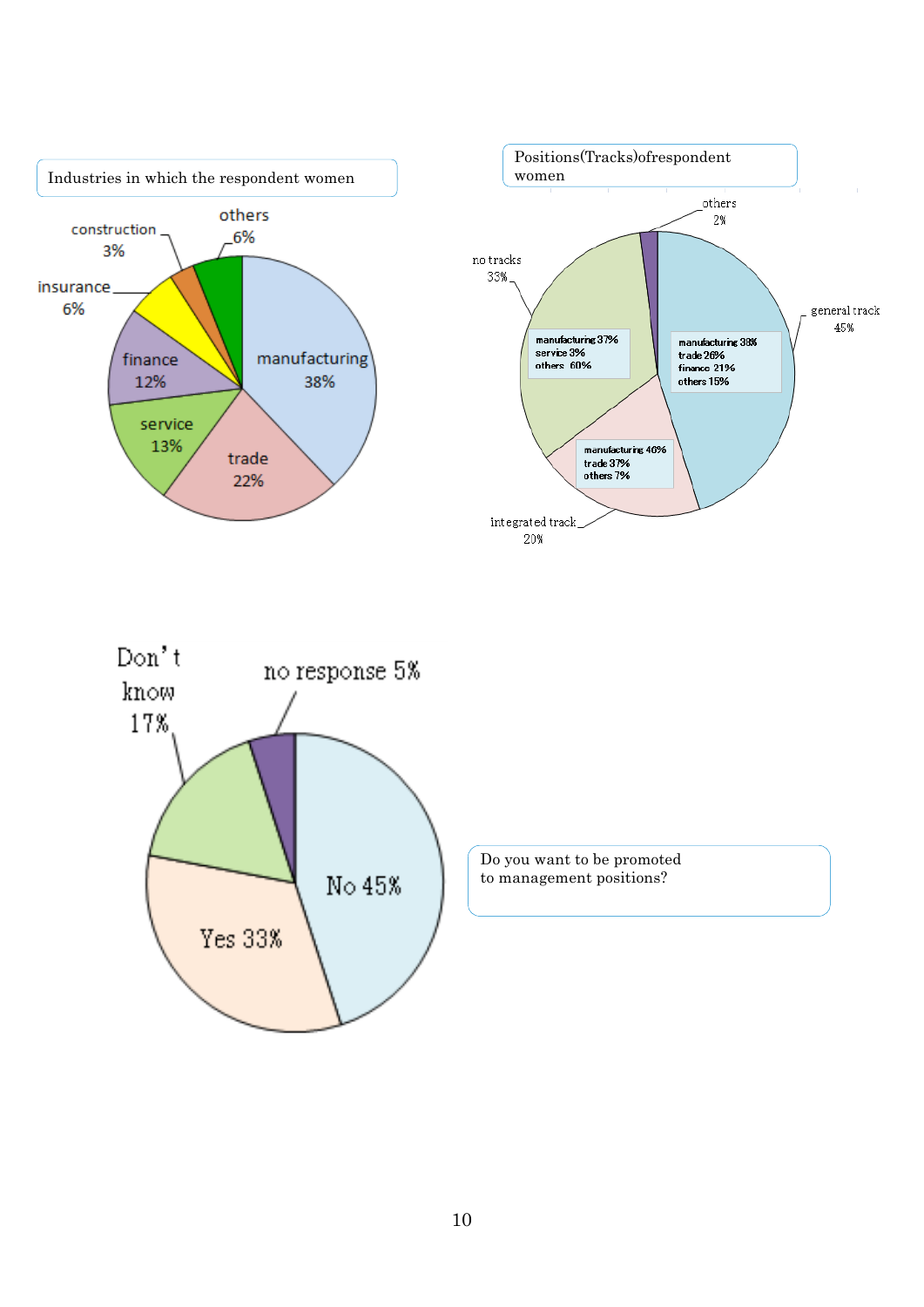Industries in which the respondent women

| Industry | Percentage |
|---|---|
| manufacturing | 38% |
| trade | 22% |
| service | 13% |
| finance | 12% |
| insurance | 6% |
| construction | 3% |
| others | 6% |

Positions(Tracks)ofrespondent women

| Track | Percentage | Breakdown |
|---|---|---|
| general track | 45% | manufacturing 38%, trade 26%, finance 21%, others 15% |
| integrated track | 20% | manufacturing 40%, trade 37%, others 7% |
| no tracks | 33% | manufacturing 37%, service 3%, others 60% |
| others | 2% | |

Do you want to be promoted to management positions?

| Response | Percentage |
|---|---|
| No | 45% |
| Yes | 33% |
| Don't know | 17% |
| no response | 5% |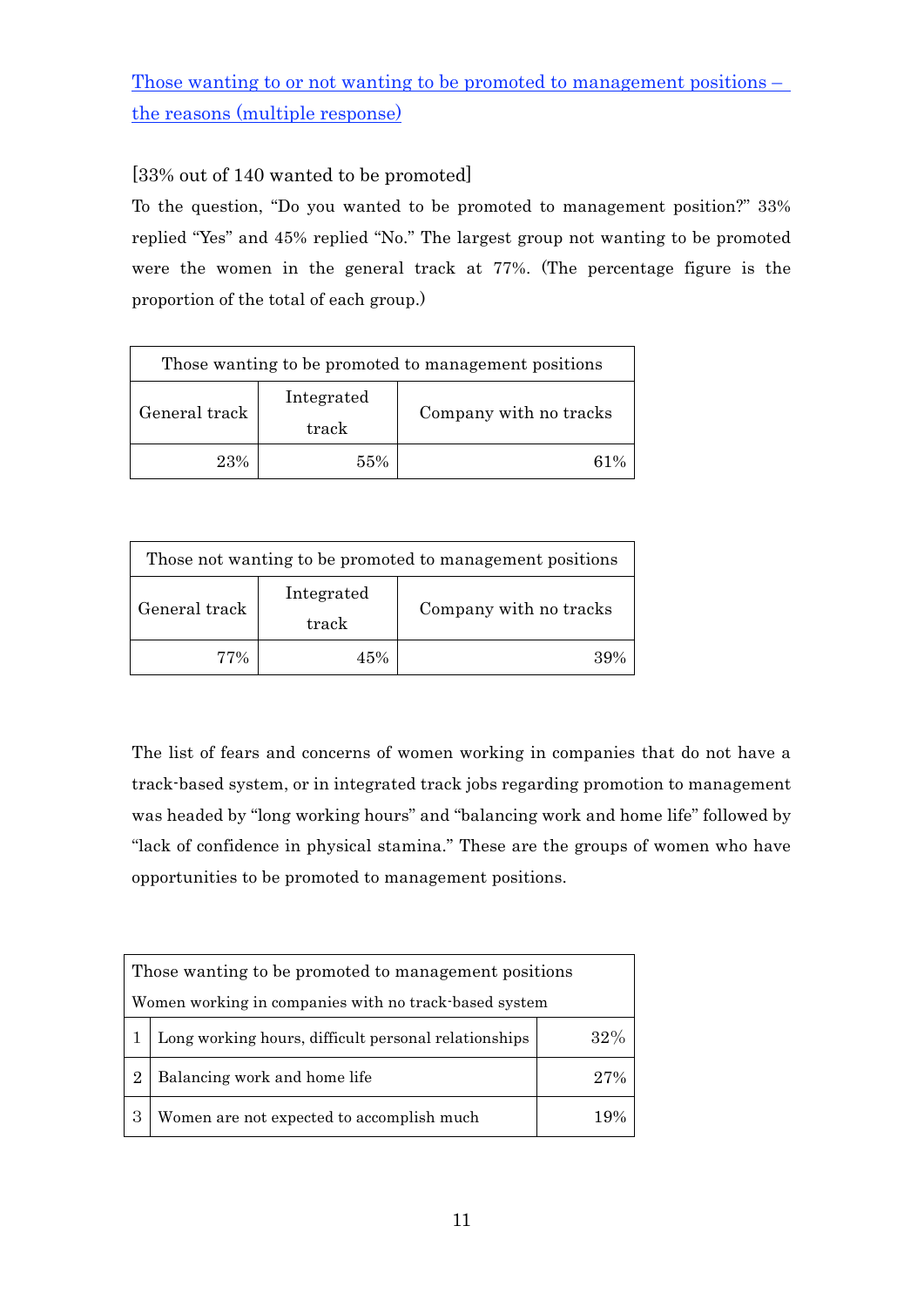Those wanting to or not wanting to be promoted to management positions – the reasons (multiple response)

[33% out of 140 wanted to be promoted]

To the question, "Do you wanted to be promoted to management position?" 33% replied "Yes" and 45% replied "No." The largest group not wanting to be promoted were the women in the general track at 77%. (The percentage figure is the proportion of the total of each group.)

| Those wanting to be promoted to management positions | | |
|---|---|---|
| General track | Integrated track | Company with no tracks |
| 23% | 55% | 61% |

| Those not wanting to be promoted to management positions | | |
|---|---|---|
| General track | Integrated track | Company with no tracks |
| 77% | 45% | 39% |

The list of fears and concerns of women working in companies that do not have a track-based system, or in integrated track jobs regarding promotion to management was headed by "long working hours" and "balancing work and home life" followed by "lack of confidence in physical stamina." These are the groups of women who have opportunities to be promoted to management positions.

| Those wanting to be promoted to management positions<br>Women working in companies with no track-based system | | |
|---|---|---|
| 1 | Long working hours, difficult personal relationships | 32% |
| 2 | Balancing work and home life | 27% |
| 3 | Women are not expected to accomplish much | 19% |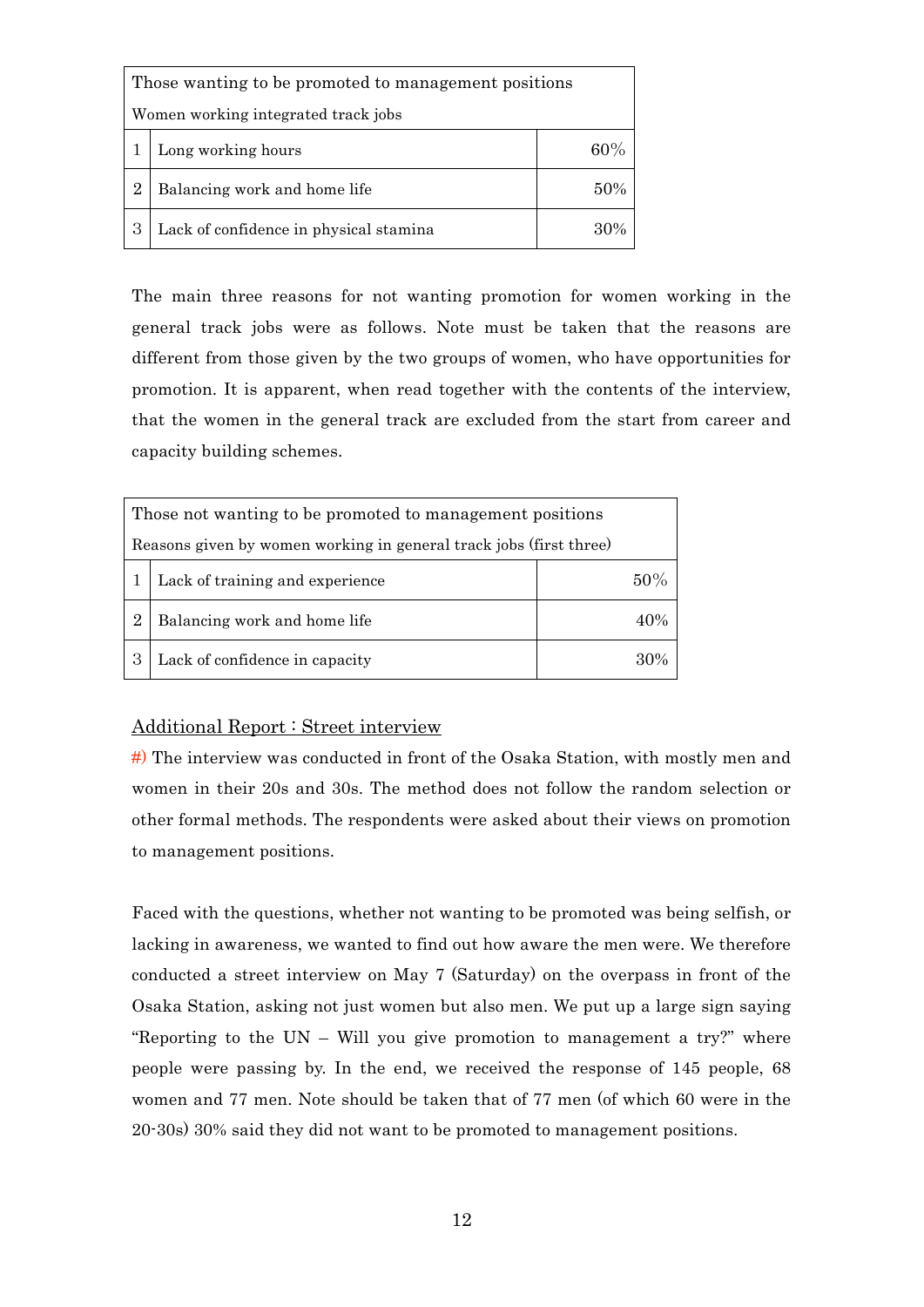| Those wanting to be promoted to management positions<br>Women working integrated track jobs | | |
|---|---|---|
| 1 | Long working hours | 60% |
| 2 | Balancing work and home life | 50% |
| 3 | Lack of confidence in physical stamina | 30% |

The main three reasons for not wanting promotion for women working in the general track jobs were as follows. Note must be taken that the reasons are different from those given by the two groups of women, who have opportunities for promotion. It is apparent, when read together with the contents of the interview, that the women in the general track are excluded from the start from career and capacity building schemes.

| Those not wanting to be promoted to management positions<br>Reasons given by women working in general track jobs (first three) | | |
|---|---|---|
| 1 | Lack of training and experience | 50% |
| 2 | Balancing work and home life | 40% |
| 3 | Lack of confidence in capacity | 30% |

<u>Additional Report : Street interview</u>

#) The interview was conducted in front of the Osaka Station, with mostly men and women in their 20s and 30s. The method does not follow the random selection or other formal methods. The respondents were asked about their views on promotion to management positions.

Faced with the questions, whether not wanting to be promoted was being selfish, or lacking in awareness, we wanted to find out how aware the men were. We therefore conducted a street interview on May 7 (Saturday) on the overpass in front of the Osaka Station, asking not just women but also men. We put up a large sign saying "Reporting to the UN – Will you give promotion to management a try?" where people were passing by. In the end, we received the response of 145 people, 68 women and 77 men. Note should be taken that of 77 men (of which 60 were in the 20-30s) 30% said they did not want to be promoted to management positions.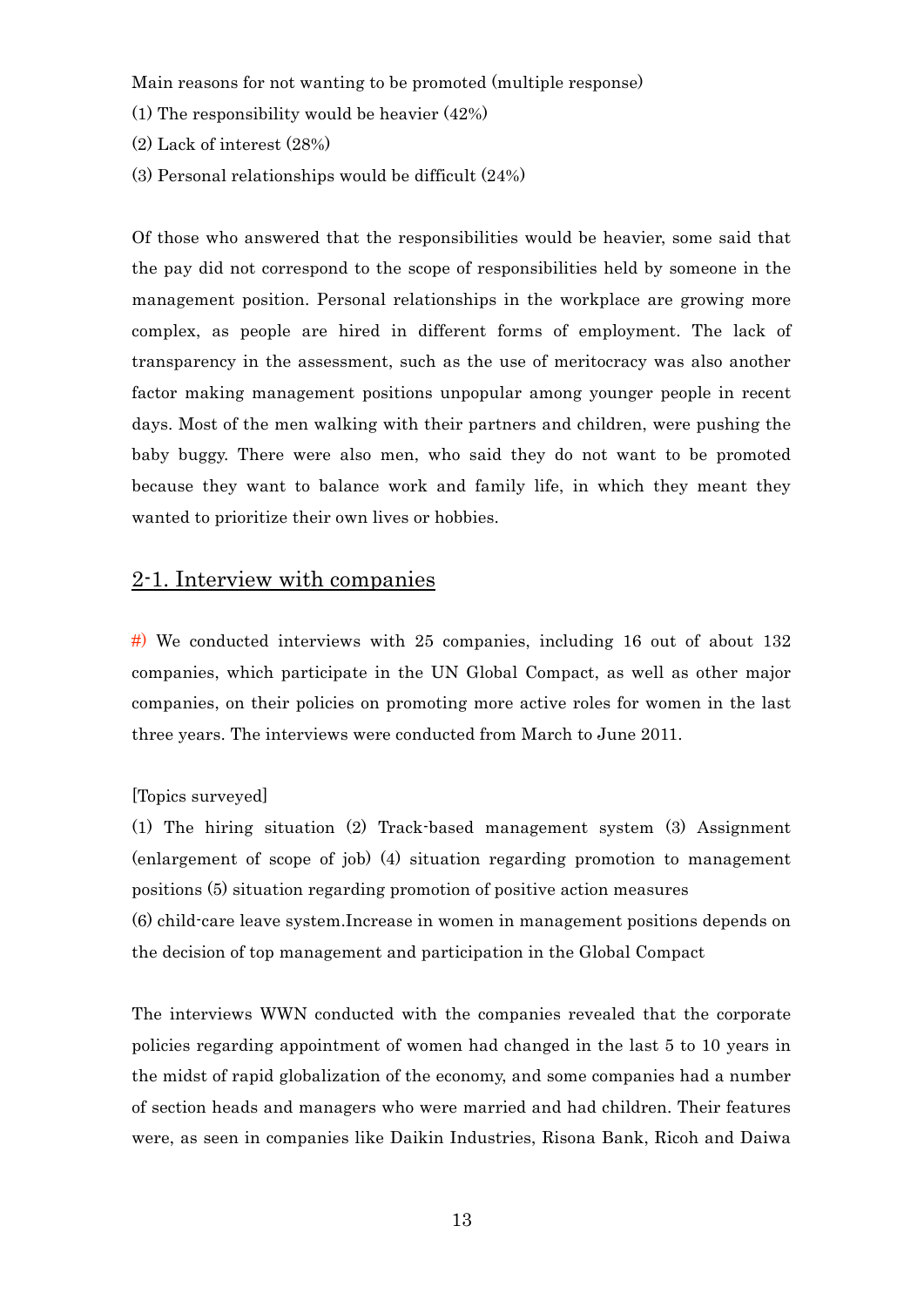Main reasons for not wanting to be promoted (multiple response)

(1) The responsibility would be heavier (42%)

(2) Lack of interest (28%)

(3) Personal relationships would be difficult (24%)

Of those who answered that the responsibilities would be heavier, some said that the pay did not correspond to the scope of responsibilities held by someone in the management position. Personal relationships in the workplace are growing more complex, as people are hired in different forms of employment. The lack of transparency in the assessment, such as the use of meritocracy was also another factor making management positions unpopular among younger people in recent days. Most of the men walking with their partners and children, were pushing the baby buggy. There were also men, who said they do not want to be promoted because they want to balance work and family life, in which they meant they wanted to prioritize their own lives or hobbies.

## 2-1. Interview with companies

#) We conducted interviews with 25 companies, including 16 out of about 132 companies, which participate in the UN Global Compact, as well as other major companies, on their policies on promoting more active roles for women in the last three years. The interviews were conducted from March to June 2011.

[Topics surveyed]

(1) The hiring situation (2) Track-based management system (3) Assignment (enlargement of scope of job) (4) situation regarding promotion to management positions (5) situation regarding promotion of positive action measures

(6) child-care leave system.Increase in women in management positions depends on the decision of top management and participation in the Global Compact

The interviews WWN conducted with the companies revealed that the corporate policies regarding appointment of women had changed in the last 5 to 10 years in the midst of rapid globalization of the economy, and some companies had a number of section heads and managers who were married and had children. Their features were, as seen in companies like Daikin Industries, Risona Bank, Ricoh and Daiwa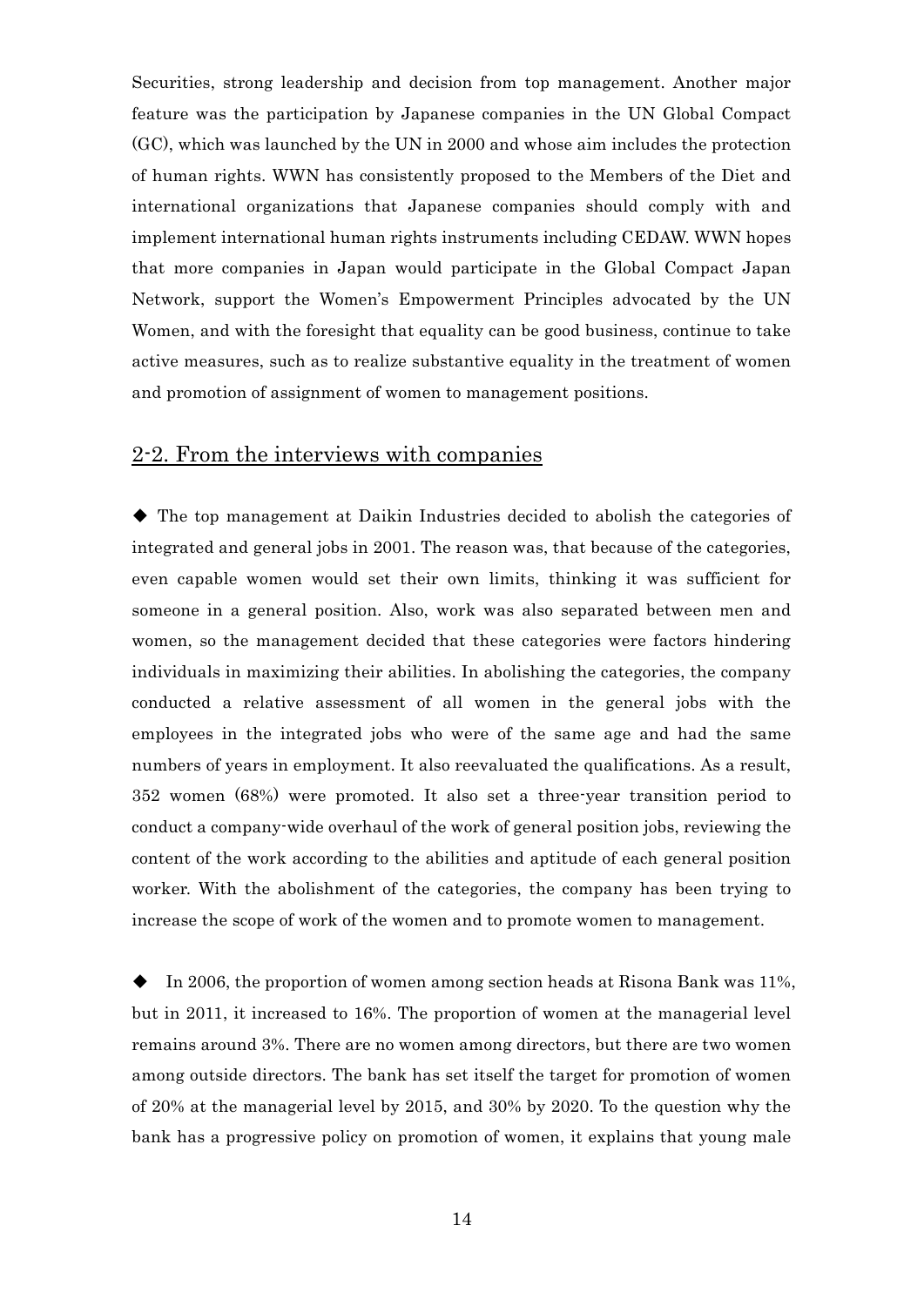Securities, strong leadership and decision from top management. Another major feature was the participation by Japanese companies in the UN Global Compact (GC), which was launched by the UN in 2000 and whose aim includes the protection of human rights. WWN has consistently proposed to the Members of the Diet and international organizations that Japanese companies should comply with and implement international human rights instruments including CEDAW. WWN hopes that more companies in Japan would participate in the Global Compact Japan Network, support the Women's Empowerment Principles advocated by the UN Women, and with the foresight that equality can be good business, continue to take active measures, such as to realize substantive equality in the treatment of women and promotion of assignment of women to management positions.

## 2-2. From the interviews with companies

◆ The top management at Daikin Industries decided to abolish the categories of integrated and general jobs in 2001. The reason was, that because of the categories, even capable women would set their own limits, thinking it was sufficient for someone in a general position. Also, work was also separated between men and women, so the management decided that these categories were factors hindering individuals in maximizing their abilities. In abolishing the categories, the company conducted a relative assessment of all women in the general jobs with the employees in the integrated jobs who were of the same age and had the same numbers of years in employment. It also reevaluated the qualifications. As a result, 352 women (68%) were promoted. It also set a three-year transition period to conduct a company-wide overhaul of the work of general position jobs, reviewing the content of the work according to the abilities and aptitude of each general position worker. With the abolishment of the categories, the company has been trying to increase the scope of work of the women and to promote women to management.

◆ In 2006, the proportion of women among section heads at Risona Bank was 11%, but in 2011, it increased to 16%. The proportion of women at the managerial level remains around 3%. There are no women among directors, but there are two women among outside directors. The bank has set itself the target for promotion of women of 20% at the managerial level by 2015, and 30% by 2020. To the question why the bank has a progressive policy on promotion of women, it explains that young male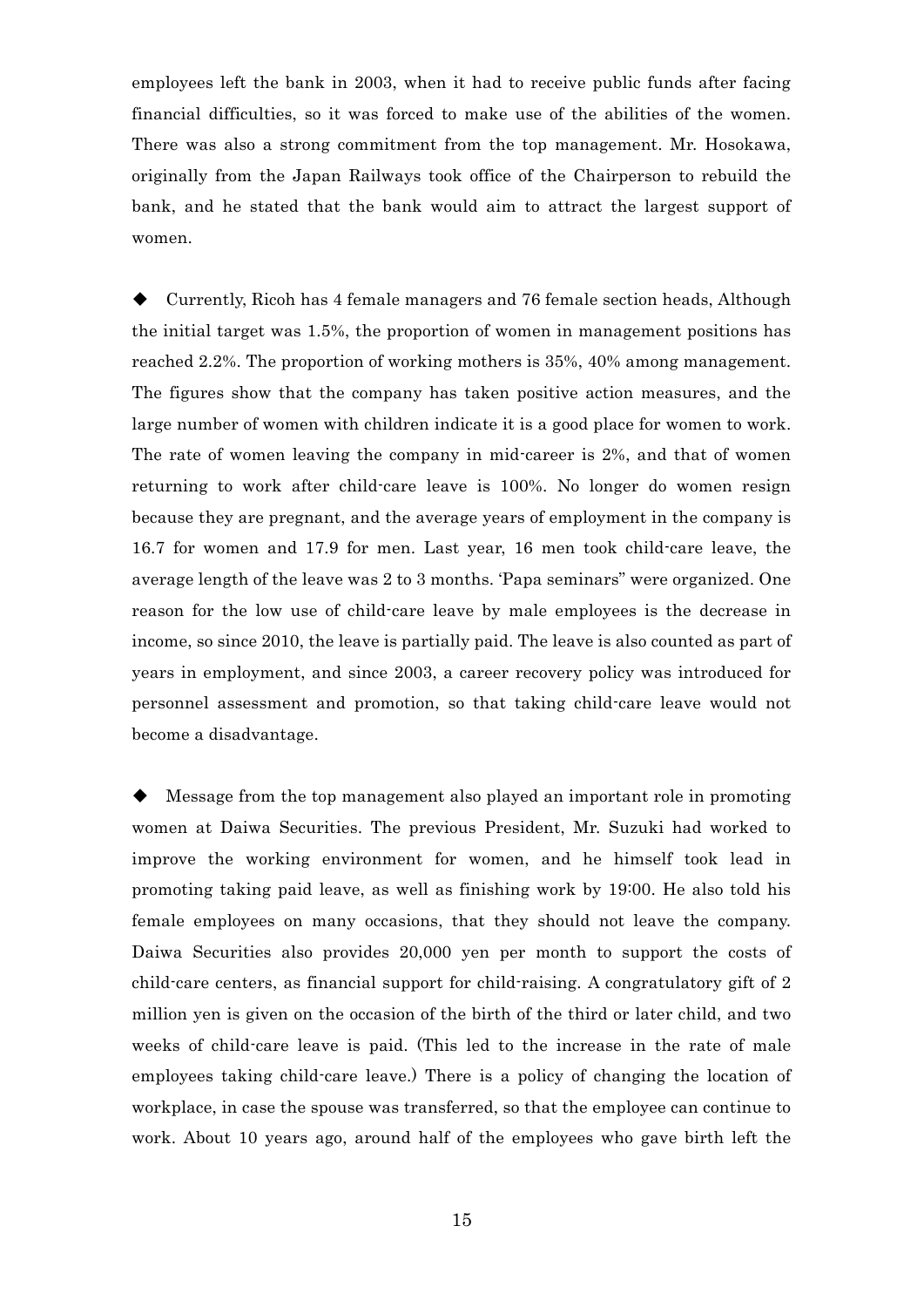employees left the bank in 2003, when it had to receive public funds after facing financial difficulties, so it was forced to make use of the abilities of the women. There was also a strong commitment from the top management. Mr. Hosokawa, originally from the Japan Railways took office of the Chairperson to rebuild the bank, and he stated that the bank would aim to attract the largest support of women.

◆ Currently, Ricoh has 4 female managers and 76 female section heads, Although the initial target was 1.5%, the proportion of women in management positions has reached 2.2%. The proportion of working mothers is 35%, 40% among management. The figures show that the company has taken positive action measures, and the large number of women with children indicate it is a good place for women to work. The rate of women leaving the company in mid-career is 2%, and that of women returning to work after child-care leave is 100%. No longer do women resign because they are pregnant, and the average years of employment in the company is 16.7 for women and 17.9 for men. Last year, 16 men took child-care leave, the average length of the leave was 2 to 3 months. 'Papa seminars" were organized. One reason for the low use of child-care leave by male employees is the decrease in income, so since 2010, the leave is partially paid. The leave is also counted as part of years in employment, and since 2003, a career recovery policy was introduced for personnel assessment and promotion, so that taking child-care leave would not become a disadvantage.

◆ Message from the top management also played an important role in promoting women at Daiwa Securities. The previous President, Mr. Suzuki had worked to improve the working environment for women, and he himself took lead in promoting taking paid leave, as well as finishing work by 19:00. He also told his female employees on many occasions, that they should not leave the company. Daiwa Securities also provides 20,000 yen per month to support the costs of child-care centers, as financial support for child-raising. A congratulatory gift of 2 million yen is given on the occasion of the birth of the third or later child, and two weeks of child-care leave is paid. (This led to the increase in the rate of male employees taking child-care leave.) There is a policy of changing the location of workplace, in case the spouse was transferred, so that the employee can continue to work. About 10 years ago, around half of the employees who gave birth left the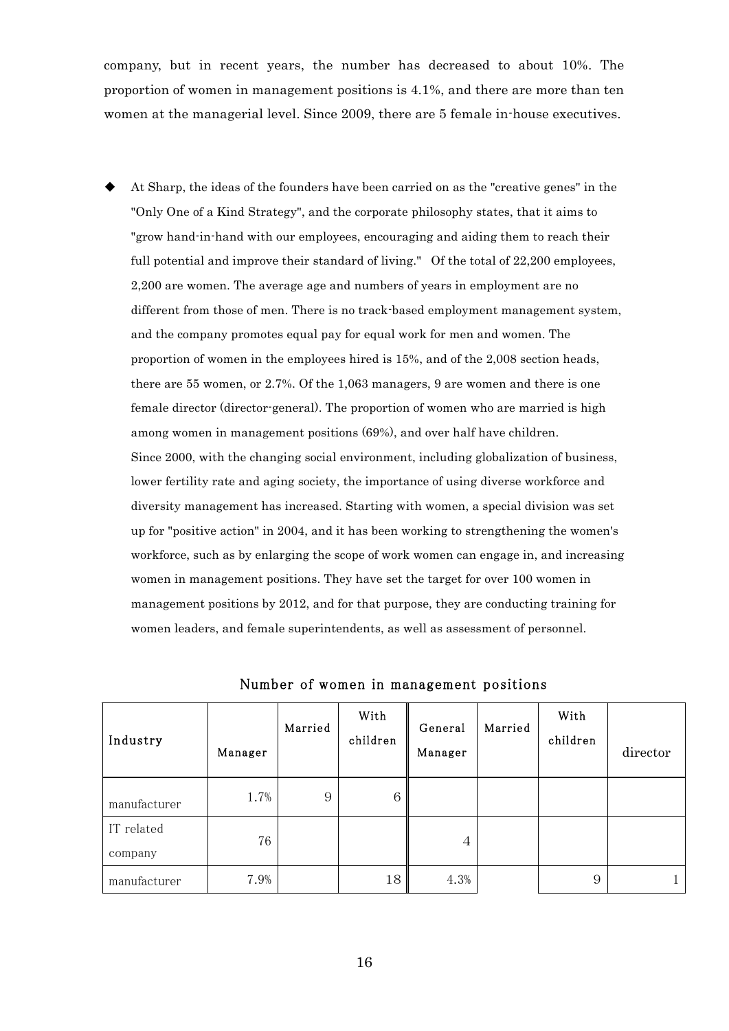company, but in recent years, the number has decreased to about 10%. The proportion of women in management positions is 4.1%, and there are more than ten women at the managerial level. Since 2009, there are 5 female in-house executives.

- At Sharp, the ideas of the founders have been carried on as the "creative genes" in the "Only One of a Kind Strategy", and the corporate philosophy states, that it aims to "grow hand-in-hand with our employees, encouraging and aiding them to reach their full potential and improve their standard of living." Of the total of 22,200 employees, 2,200 are women. The average age and numbers of years in employment are no different from those of men. There is no track-based employment management system, and the company promotes equal pay for equal work for men and women. The proportion of women in the employees hired is 15%, and of the 2,008 section heads, there are 55 women, or 2.7%. Of the 1,063 managers, 9 are women and there is one female director (director-general). The proportion of women who are married is high among women in management positions (69%), and over half have children.
  Since 2000, with the changing social environment, including globalization of business, lower fertility rate and aging society, the importance of using diverse workforce and diversity management has increased. Starting with women, a special division was set up for "positive action" in 2004, and it has been working to strengthening the women's workforce, such as by enlarging the scope of work women can engage in, and increasing women in management positions. They have set the target for over 100 women in management positions by 2012, and for that purpose, they are conducting training for women leaders, and female superintendents, as well as assessment of personnel.

Number of women in management positions

| Industry | Manager | Married | With children | General Manager | Married | With children | director |
|---|---|---|---|---|---|---|---|
| manufacturer | 1.7% | 9 | 6 | | | | |
| IT related company | 76 | | | 4 | | | |
| manufacturer | 7.9% | | 18 | 4.3% | | 9 | 1 |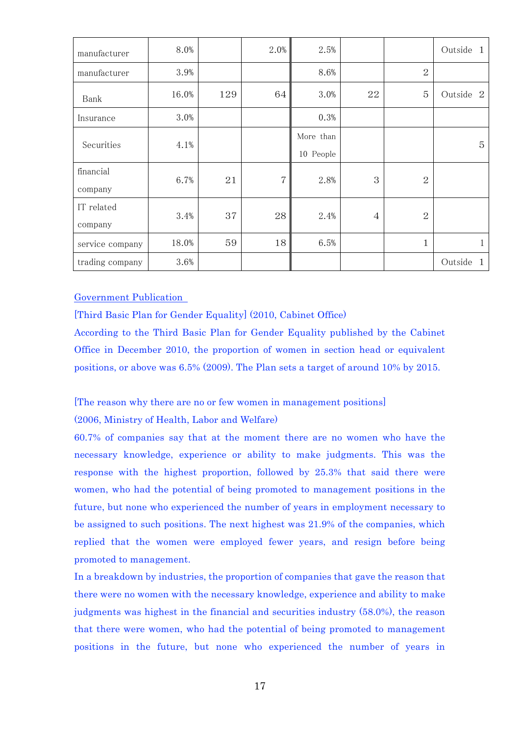| | | | | | | | |
|---|---|---|---|---|---|---|---|
| manufacturer | 8.0% | | 2.0% | 2.5% | | | Outside 1 |
| manufacturer | 3.9% | | | 8.6% | | 2 | |
| Bank | 16.0% | 129 | 64 | 3.0% | 22 | 5 | Outside 2 |
| Insurance | 3.0% | | | 0.3% | | | |
| Securities | 4.1% | | | More than 10 People | | | 5 |
| financial company | 6.7% | 21 | 7 | 2.8% | 3 | 2 | |
| IT related company | 3.4% | 37 | 28 | 2.4% | 4 | 2 | |
| service company | 18.0% | 59 | 18 | 6.5% | | 1 | 1 |
| trading company | 3.6% | | | | | | Outside 1 |

Government Publication

[Third Basic Plan for Gender Equality] (2010, Cabinet Office)

According to the Third Basic Plan for Gender Equality published by the Cabinet Office in December 2010, the proportion of women in section head or equivalent positions, or above was 6.5% (2009). The Plan sets a target of around 10% by 2015.

[The reason why there are no or few women in management positions]

(2006, Ministry of Health, Labor and Welfare)

60.7% of companies say that at the moment there are no women who have the necessary knowledge, experience or ability to make judgments. This was the response with the highest proportion, followed by 25.3% that said there were women, who had the potential of being promoted to management positions in the future, but none who experienced the number of years in employment necessary to be assigned to such positions. The next highest was 21.9% of the companies, which replied that the women were employed fewer years, and resign before being promoted to management.

In a breakdown by industries, the proportion of companies that gave the reason that there were no women with the necessary knowledge, experience and ability to make judgments was highest in the financial and securities industry (58.0%), the reason that there were women, who had the potential of being promoted to management positions in the future, but none who experienced the number of years in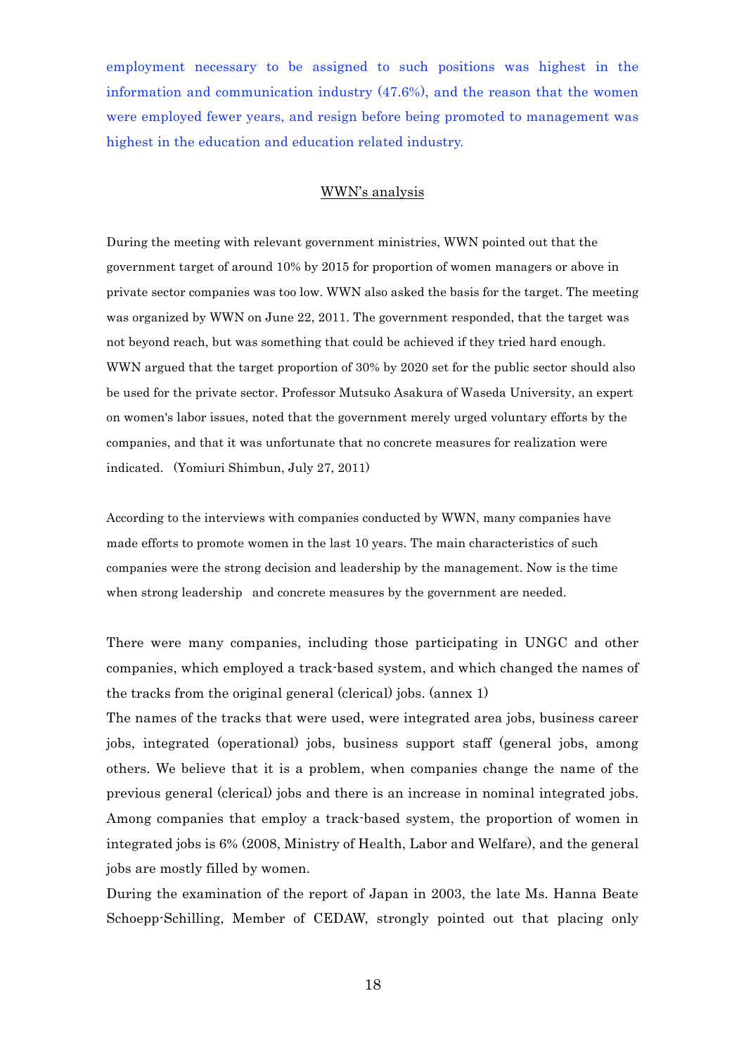employment necessary to be assigned to such positions was highest in the information and communication industry (47.6%), and the reason that the women were employed fewer years, and resign before being promoted to management was highest in the education and education related industry.

## WWN's analysis

During the meeting with relevant government ministries, WWN pointed out that the government target of around 10% by 2015 for proportion of women managers or above in private sector companies was too low. WWN also asked the basis for the target. The meeting was organized by WWN on June 22, 2011. The government responded, that the target was not beyond reach, but was something that could be achieved if they tried hard enough. WWN argued that the target proportion of 30% by 2020 set for the public sector should also be used for the private sector. Professor Mutsuko Asakura of Waseda University, an expert on women's labor issues, noted that the government merely urged voluntary efforts by the companies, and that it was unfortunate that no concrete measures for realization were indicated. (Yomiuri Shimbun, July 27, 2011)

According to the interviews with companies conducted by WWN, many companies have made efforts to promote women in the last 10 years. The main characteristics of such companies were the strong decision and leadership by the management. Now is the time when strong leadership and concrete measures by the government are needed.

There were many companies, including those participating in UNGC and other companies, which employed a track-based system, and which changed the names of the tracks from the original general (clerical) jobs. (annex 1)

The names of the tracks that were used, were integrated area jobs, business career jobs, integrated (operational) jobs, business support staff (general jobs, among others. We believe that it is a problem, when companies change the name of the previous general (clerical) jobs and there is an increase in nominal integrated jobs. Among companies that employ a track-based system, the proportion of women in integrated jobs is 6% (2008, Ministry of Health, Labor and Welfare), and the general jobs are mostly filled by women.

During the examination of the report of Japan in 2003, the late Ms. Hanna Beate Schoepp-Schilling, Member of CEDAW, strongly pointed out that placing only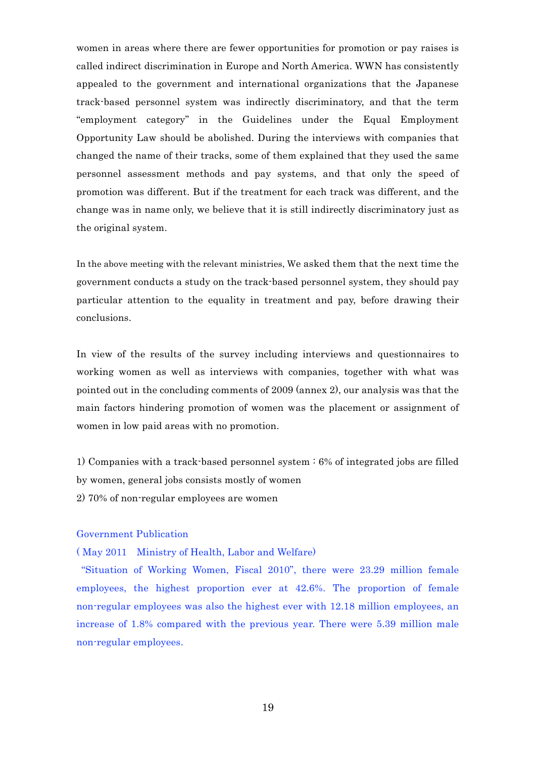women in areas where there are fewer opportunities for promotion or pay raises is called indirect discrimination in Europe and North America. WWN has consistently appealed to the government and international organizations that the Japanese track-based personnel system was indirectly discriminatory, and that the term "employment category" in the Guidelines under the Equal Employment Opportunity Law should be abolished. During the interviews with companies that changed the name of their tracks, some of them explained that they used the same personnel assessment methods and pay systems, and that only the speed of promotion was different. But if the treatment for each track was different, and the change was in name only, we believe that it is still indirectly discriminatory just as the original system.

In the above meeting with the relevant ministries, We asked them that the next time the government conducts a study on the track-based personnel system, they should pay particular attention to the equality in treatment and pay, before drawing their conclusions.

In view of the results of the survey including interviews and questionnaires to working women as well as interviews with companies, together with what was pointed out in the concluding comments of 2009 (annex 2), our analysis was that the main factors hindering promotion of women was the placement or assignment of women in low paid areas with no promotion.

1) Companies with a track-based personnel system : 6% of integrated jobs are filled by women, general jobs consists mostly of women
2) 70% of non-regular employees are women

Government Publication
( May 2011 Ministry of Health, Labor and Welfare)
"Situation of Working Women, Fiscal 2010", there were 23.29 million female employees, the highest proportion ever at 42.6%. The proportion of female non-regular employees was also the highest ever with 12.18 million employees, an increase of 1.8% compared with the previous year. There were 5.39 million male non-regular employees.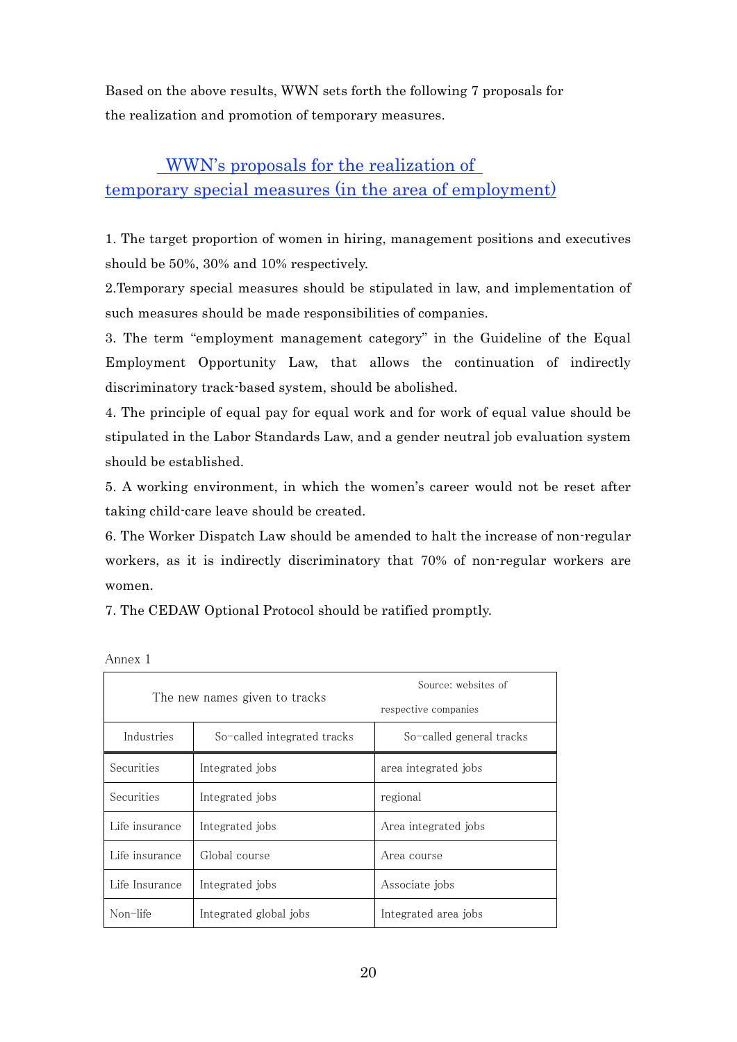Based on the above results, WWN sets forth the following 7 proposals for the realization and promotion of temporary measures.

## WWN's proposals for the realization of temporary special measures (in the area of employment)

1. The target proportion of women in hiring, management positions and executives should be 50%, 30% and 10% respectively.
2. Temporary special measures should be stipulated in law, and implementation of such measures should be made responsibilities of companies.
3. The term "employment management category" in the Guideline of the Equal Employment Opportunity Law, that allows the continuation of indirectly discriminatory track-based system, should be abolished.
4. The principle of equal pay for equal work and for work of equal value should be stipulated in the Labor Standards Law, and a gender neutral job evaluation system should be established.
5. A working environment, in which the women's career would not be reset after taking child-care leave should be created.
6. The Worker Dispatch Law should be amended to halt the increase of non-regular workers, as it is indirectly discriminatory that 70% of non-regular workers are women.
7. The CEDAW Optional Protocol should be ratified promptly.

Annex 1

| The new names given to tracks | | Source: websites of respective companies |
|---|---|---|
| Industries | So−called integrated tracks | So−called general tracks |
| Securities | Integrated jobs | area integrated jobs |
| Securities | Integrated jobs | regional |
| Life insurance | Integrated jobs | Area integrated jobs |
| Life insurance | Global course | Area course |
| Life Insurance | Integrated jobs | Associate jobs |
| Non−life | Integrated global jobs | Integrated area jobs |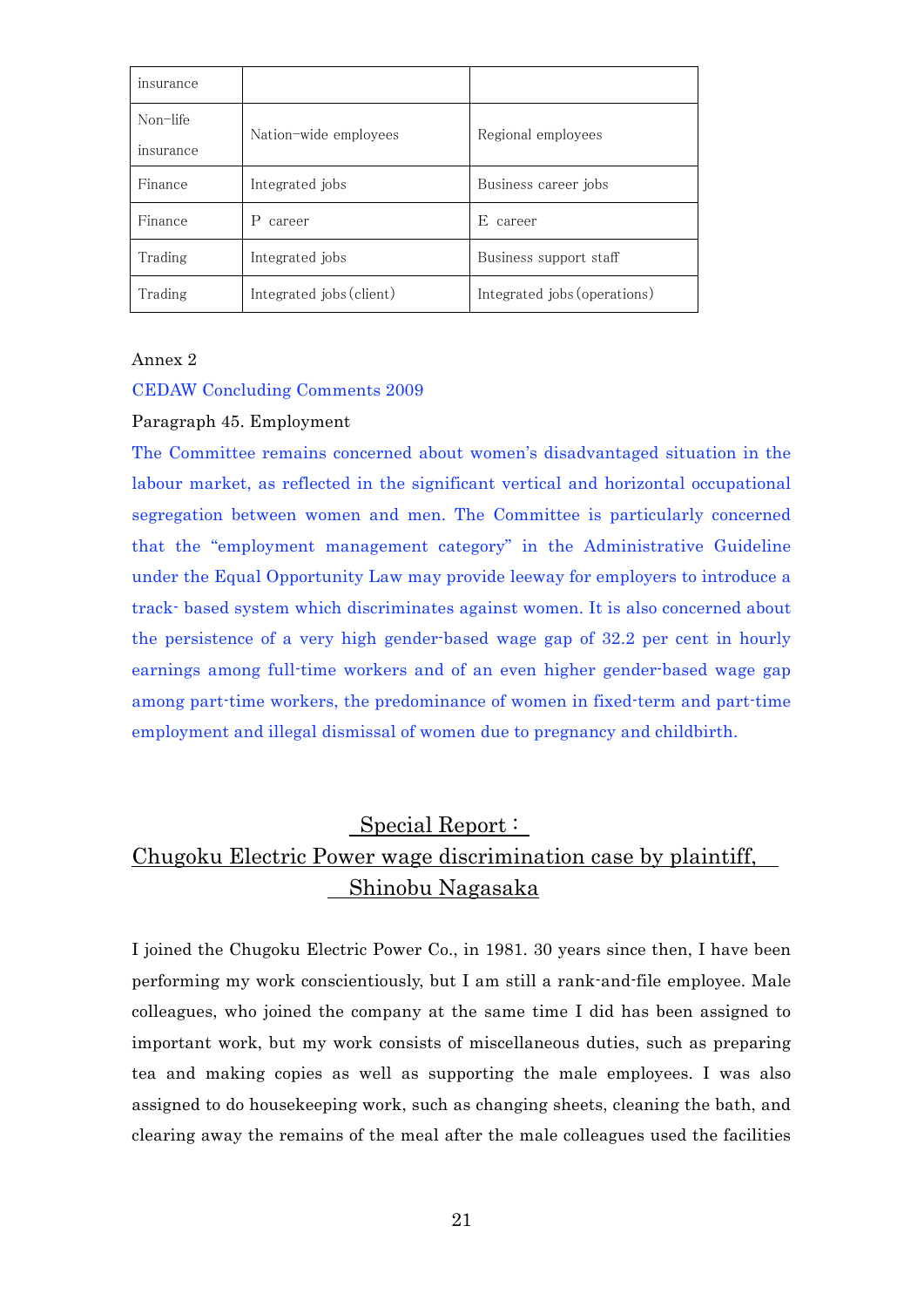| insurance | | |
|---|---|---|
| Non-life insurance | Nation-wide employees | Regional employees |
| Finance | Integrated jobs | Business career jobs |
| Finance | P career | E career |
| Trading | Integrated jobs | Business support staff |
| Trading | Integrated jobs (client) | Integrated jobs (operations) |

Annex 2

CEDAW Concluding Comments 2009

Paragraph 45. Employment

The Committee remains concerned about women's disadvantaged situation in the labour market, as reflected in the significant vertical and horizontal occupational segregation between women and men. The Committee is particularly concerned that the "employment management category" in the Administrative Guideline under the Equal Opportunity Law may provide leeway for employers to introduce a track- based system which discriminates against women. It is also concerned about the persistence of a very high gender-based wage gap of 32.2 per cent in hourly earnings among full-time workers and of an even higher gender-based wage gap among part-time workers, the predominance of women in fixed-term and part-time employment and illegal dismissal of women due to pregnancy and childbirth.

## Special Report : Chugoku Electric Power wage discrimination case by plaintiff, Shinobu Nagasaka

I joined the Chugoku Electric Power Co., in 1981. 30 years since then, I have been performing my work conscientiously, but I am still a rank-and-file employee. Male colleagues, who joined the company at the same time I did has been assigned to important work, but my work consists of miscellaneous duties, such as preparing tea and making copies as well as supporting the male employees. I was also assigned to do housekeeping work, such as changing sheets, cleaning the bath, and clearing away the remains of the meal after the male colleagues used the facilities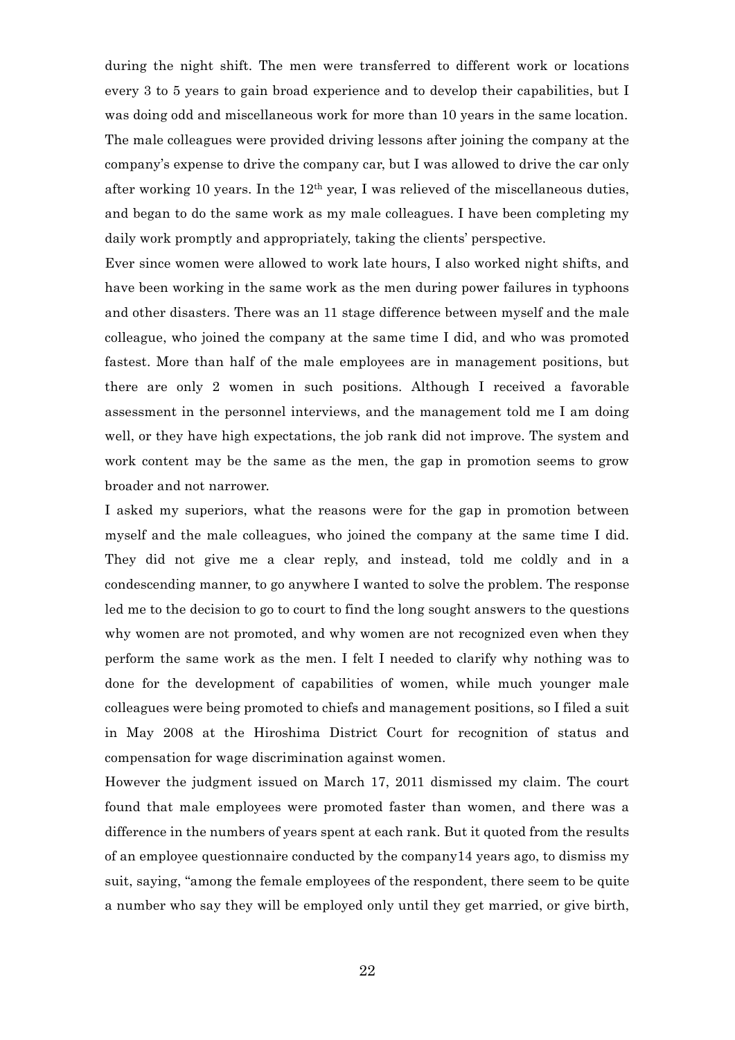during the night shift. The men were transferred to different work or locations every 3 to 5 years to gain broad experience and to develop their capabilities, but I was doing odd and miscellaneous work for more than 10 years in the same location. The male colleagues were provided driving lessons after joining the company at the company's expense to drive the company car, but I was allowed to drive the car only after working 10 years. In the 12th year, I was relieved of the miscellaneous duties, and began to do the same work as my male colleagues. I have been completing my daily work promptly and appropriately, taking the clients' perspective.

Ever since women were allowed to work late hours, I also worked night shifts, and have been working in the same work as the men during power failures in typhoons and other disasters. There was an 11 stage difference between myself and the male colleague, who joined the company at the same time I did, and who was promoted fastest. More than half of the male employees are in management positions, but there are only 2 women in such positions. Although I received a favorable assessment in the personnel interviews, and the management told me I am doing well, or they have high expectations, the job rank did not improve. The system and work content may be the same as the men, the gap in promotion seems to grow broader and not narrower.

I asked my superiors, what the reasons were for the gap in promotion between myself and the male colleagues, who joined the company at the same time I did. They did not give me a clear reply, and instead, told me coldly and in a condescending manner, to go anywhere I wanted to solve the problem. The response led me to the decision to go to court to find the long sought answers to the questions why women are not promoted, and why women are not recognized even when they perform the same work as the men. I felt I needed to clarify why nothing was to done for the development of capabilities of women, while much younger male colleagues were being promoted to chiefs and management positions, so I filed a suit in May 2008 at the Hiroshima District Court for recognition of status and compensation for wage discrimination against women.

However the judgment issued on March 17, 2011 dismissed my claim. The court found that male employees were promoted faster than women, and there was a difference in the numbers of years spent at each rank. But it quoted from the results of an employee questionnaire conducted by the company14 years ago, to dismiss my suit, saying, "among the female employees of the respondent, there seem to be quite a number who say they will be employed only until they get married, or give birth,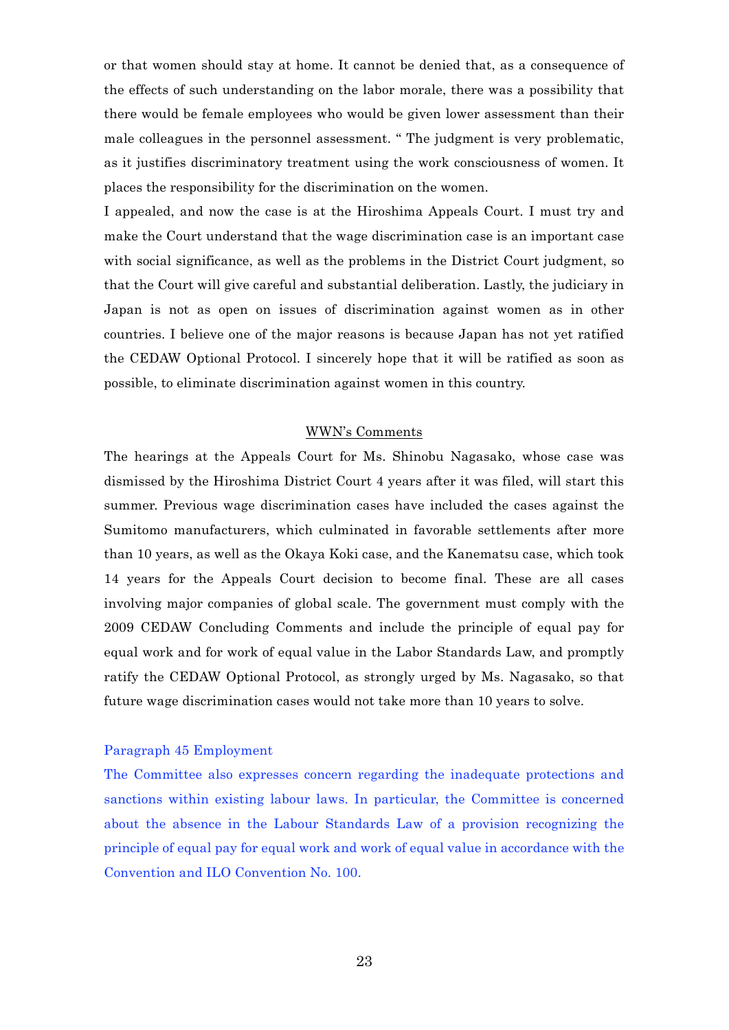or that women should stay at home. It cannot be denied that, as a consequence of the effects of such understanding on the labor morale, there was a possibility that there would be female employees who would be given lower assessment than their male colleagues in the personnel assessment. " The judgment is very problematic, as it justifies discriminatory treatment using the work consciousness of women. It places the responsibility for the discrimination on the women.

I appealed, and now the case is at the Hiroshima Appeals Court. I must try and make the Court understand that the wage discrimination case is an important case with social significance, as well as the problems in the District Court judgment, so that the Court will give careful and substantial deliberation. Lastly, the judiciary in Japan is not as open on issues of discrimination against women as in other countries. I believe one of the major reasons is because Japan has not yet ratified the CEDAW Optional Protocol. I sincerely hope that it will be ratified as soon as possible, to eliminate discrimination against women in this country.

## WWN's Comments

The hearings at the Appeals Court for Ms. Shinobu Nagasako, whose case was dismissed by the Hiroshima District Court 4 years after it was filed, will start this summer. Previous wage discrimination cases have included the cases against the Sumitomo manufacturers, which culminated in favorable settlements after more than 10 years, as well as the Okaya Koki case, and the Kanematsu case, which took 14 years for the Appeals Court decision to become final. These are all cases involving major companies of global scale. The government must comply with the 2009 CEDAW Concluding Comments and include the principle of equal pay for equal work and for work of equal value in the Labor Standards Law, and promptly ratify the CEDAW Optional Protocol, as strongly urged by Ms. Nagasako, so that future wage discrimination cases would not take more than 10 years to solve.

Paragraph 45 Employment

The Committee also expresses concern regarding the inadequate protections and sanctions within existing labour laws. In particular, the Committee is concerned about the absence in the Labour Standards Law of a provision recognizing the principle of equal pay for equal work and work of equal value in accordance with the Convention and ILO Convention No. 100.